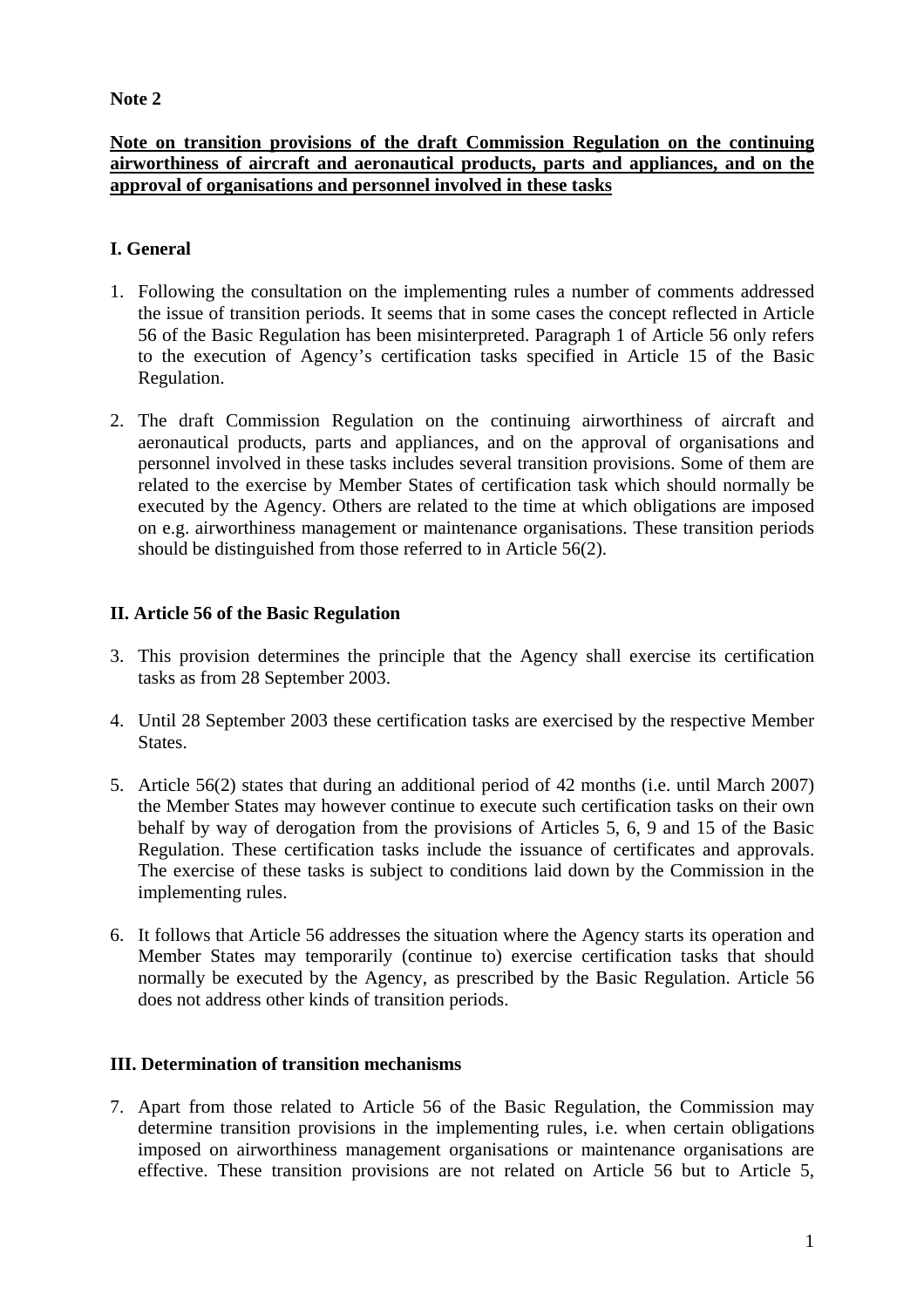**Note 2**

**Note on transition provisions of the draft Commission Regulation on the continuing airworthiness of aircraft and aeronautical products, parts and appliances, and on the approval of organisations and personnel involved in these tasks**

## I. General

1. Following the consultation on the implementing rules a number of comments addressed the issue of transition periods. It seems that in some cases the concept reflected in Article 56 of the Basic Regulation has been misinterpreted. Paragraph 1 of Article 56 only refers to the execution of Agency's certification tasks specified in Article 15 of the Basic Regulation.

2. The draft Commission Regulation on the continuing airworthiness of aircraft and aeronautical products, parts and appliances, and on the approval of organisations and personnel involved in these tasks includes several transition provisions. Some of them are related to the exercise by Member States of certification task which should normally be executed by the Agency. Others are related to the time at which obligations are imposed on e.g. airworthiness management or maintenance organisations. These transition periods should be distinguished from those referred to in Article 56(2).

## II. Article 56 of the Basic Regulation

3. This provision determines the principle that the Agency shall exercise its certification tasks as from 28 September 2003.

4. Until 28 September 2003 these certification tasks are exercised by the respective Member States.

5. Article 56(2) states that during an additional period of 42 months (i.e. until March 2007) the Member States may however continue to execute such certification tasks on their own behalf by way of derogation from the provisions of Articles 5, 6, 9 and 15 of the Basic Regulation. These certification tasks include the issuance of certificates and approvals. The exercise of these tasks is subject to conditions laid down by the Commission in the implementing rules.

6. It follows that Article 56 addresses the situation where the Agency starts its operation and Member States may temporarily (continue to) exercise certification tasks that should normally be executed by the Agency, as prescribed by the Basic Regulation. Article 56 does not address other kinds of transition periods.

## III. Determination of transition mechanisms

7. Apart from those related to Article 56 of the Basic Regulation, the Commission may determine transition provisions in the implementing rules, i.e. when certain obligations imposed on airworthiness management organisations or maintenance organisations are effective. These transition provisions are not related on Article 56 but to Article 5,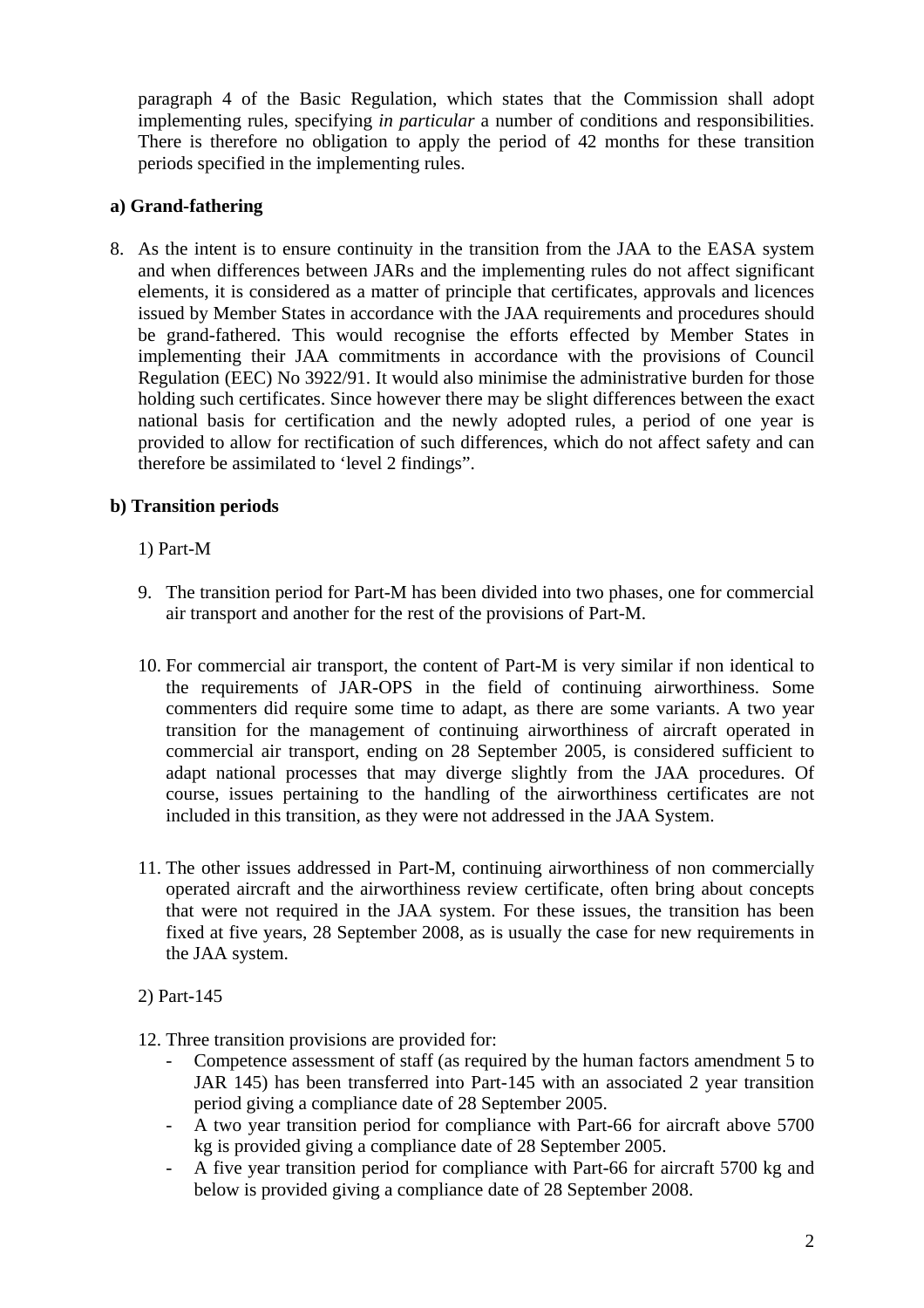paragraph 4 of the Basic Regulation, which states that the Commission shall adopt implementing rules, specifying *in particular* a number of conditions and responsibilities. There is therefore no obligation to apply the period of 42 months for these transition periods specified in the implementing rules.

**a) Grand-fathering**

8. As the intent is to ensure continuity in the transition from the JAA to the EASA system and when differences between JARs and the implementing rules do not affect significant elements, it is considered as a matter of principle that certificates, approvals and licences issued by Member States in accordance with the JAA requirements and procedures should be grand-fathered. This would recognise the efforts effected by Member States in implementing their JAA commitments in accordance with the provisions of Council Regulation (EEC) No 3922/91. It would also minimise the administrative burden for those holding such certificates. Since however there may be slight differences between the exact national basis for certification and the newly adopted rules, a period of one year is provided to allow for rectification of such differences, which do not affect safety and can therefore be assimilated to 'level 2 findings".

**b) Transition periods**

1) Part-M

9. The transition period for Part-M has been divided into two phases, one for commercial air transport and another for the rest of the provisions of Part-M.

10. For commercial air transport, the content of Part-M is very similar if non identical to the requirements of JAR-OPS in the field of continuing airworthiness. Some commenters did require some time to adapt, as there are some variants. A two year transition for the management of continuing airworthiness of aircraft operated in commercial air transport, ending on 28 September 2005, is considered sufficient to adapt national processes that may diverge slightly from the JAA procedures. Of course, issues pertaining to the handling of the airworthiness certificates are not included in this transition, as they were not addressed in the JAA System.

11. The other issues addressed in Part-M, continuing airworthiness of non commercially operated aircraft and the airworthiness review certificate, often bring about concepts that were not required in the JAA system. For these issues, the transition has been fixed at five years, 28 September 2008, as is usually the case for new requirements in the JAA system.

2) Part-145

12. Three transition provisions are provided for:
    - Competence assessment of staff (as required by the human factors amendment 5 to JAR 145) has been transferred into Part-145 with an associated 2 year transition period giving a compliance date of 28 September 2005.
    - A two year transition period for compliance with Part-66 for aircraft above 5700 kg is provided giving a compliance date of 28 September 2005.
    - A five year transition period for compliance with Part-66 for aircraft 5700 kg and below is provided giving a compliance date of 28 September 2008.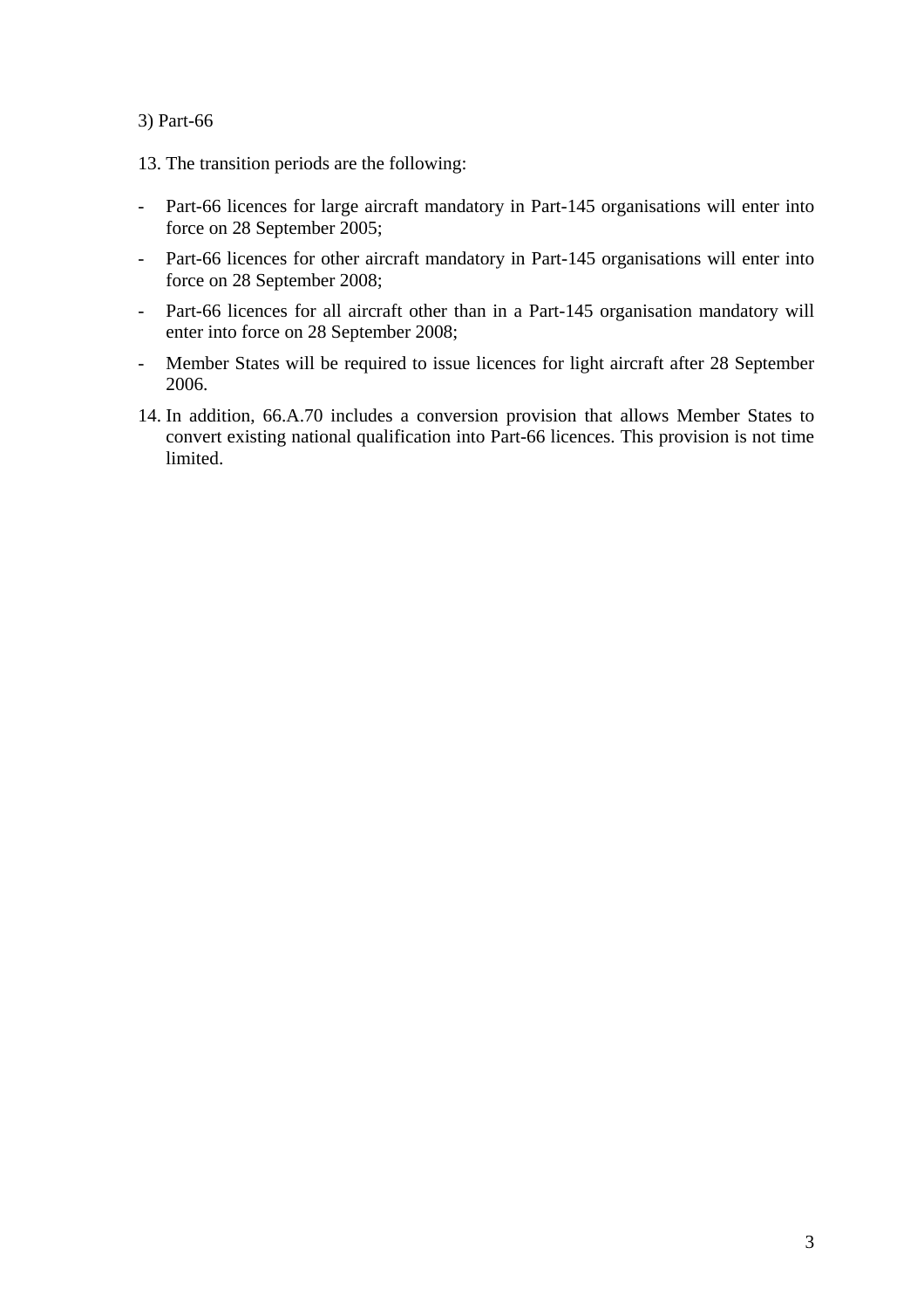3) Part-66

13. The transition periods are the following:

- Part-66 licences for large aircraft mandatory in Part-145 organisations will enter into force on 28 September 2005;
- Part-66 licences for other aircraft mandatory in Part-145 organisations will enter into force on 28 September 2008;
- Part-66 licences for all aircraft other than in a Part-145 organisation mandatory will enter into force on 28 September 2008;
- Member States will be required to issue licences for light aircraft after 28 September 2006.

14. In addition, 66.A.70 includes a conversion provision that allows Member States to convert existing national qualification into Part-66 licences. This provision is not time limited.